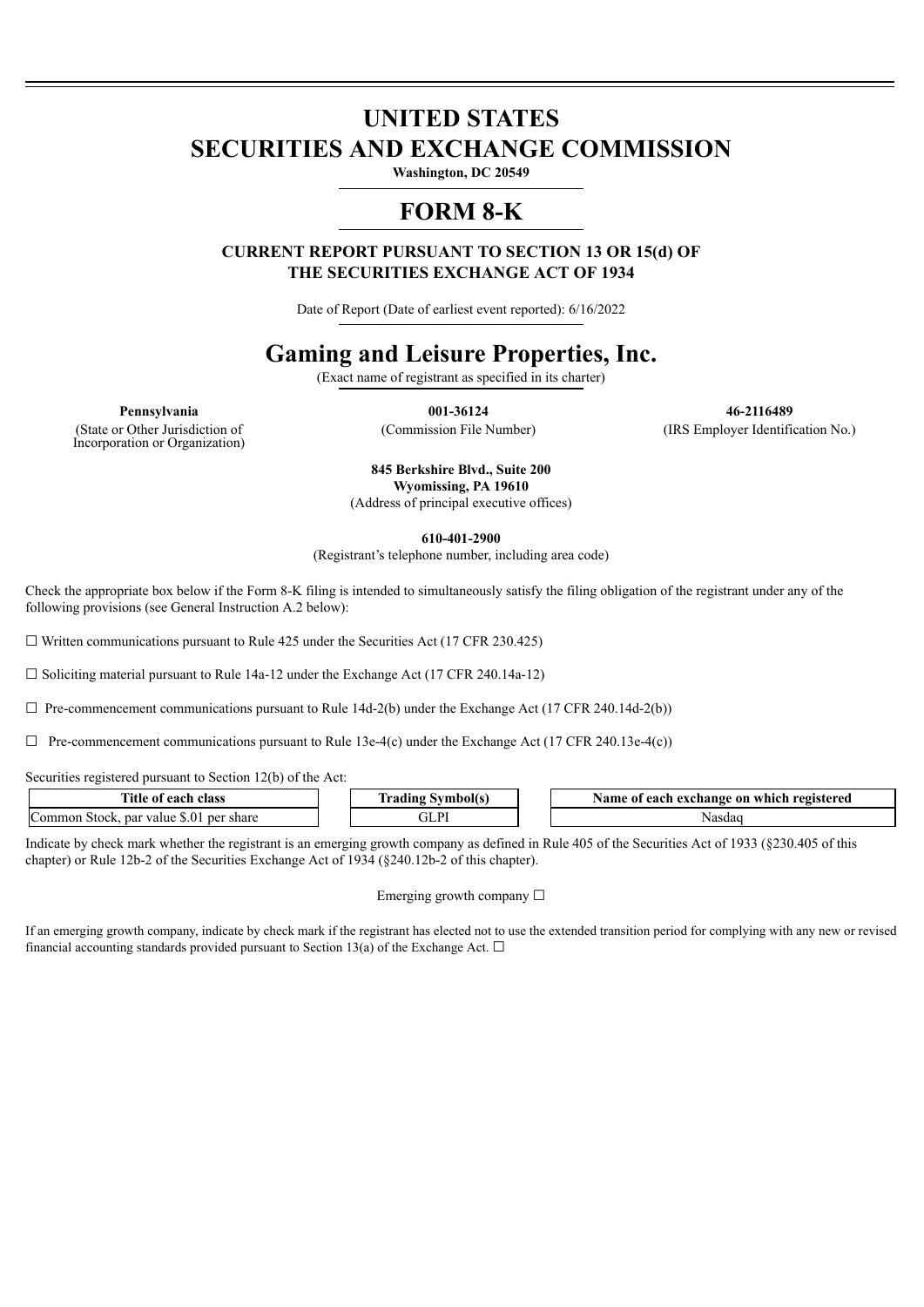# UNITED STATES
# SECURITIES AND EXCHANGE COMMISSION

**Washington, DC 20549**

# FORM 8-K

**CURRENT REPORT PURSUANT TO SECTION 13 OR 15(d) OF THE SECURITIES EXCHANGE ACT OF 1934**

Date of Report (Date of earliest event reported): 6/16/2022

# Gaming and Leisure Properties, Inc.

(Exact name of registrant as specified in its charter)

| **Pennsylvania** | **001-36124** | **46-2116489** |
|---|---|---|
| (State or Other Jurisdiction of Incorporation or Organization) | (Commission File Number) | (IRS Employer Identification No.) |

**845 Berkshire Blvd., Suite 200**
**Wyomissing, PA 19610**
(Address of principal executive offices)

**610-401-2900**
(Registrant's telephone number, including area code)

Check the appropriate box below if the Form 8-K filing is intended to simultaneously satisfy the filing obligation of the registrant under any of the following provisions (see General Instruction A.2 below):

☐ Written communications pursuant to Rule 425 under the Securities Act (17 CFR 230.425)

☐ Soliciting material pursuant to Rule 14a-12 under the Exchange Act (17 CFR 240.14a-12)

☐ Pre-commencement communications pursuant to Rule 14d-2(b) under the Exchange Act (17 CFR 240.14d-2(b))

☐ Pre-commencement communications pursuant to Rule 13e-4(c) under the Exchange Act (17 CFR 240.13e-4(c))

Securities registered pursuant to Section 12(b) of the Act:

| Title of each class | Trading Symbol(s) | Name of each exchange on which registered |
|---|---|---|
| Common Stock, par value $.01 per share | GLPI | Nasdaq |

Indicate by check mark whether the registrant is an emerging growth company as defined in Rule 405 of the Securities Act of 1933 (§230.405 of this chapter) or Rule 12b-2 of the Securities Exchange Act of 1934 (§240.12b-2 of this chapter).

Emerging growth company ☐

If an emerging growth company, indicate by check mark if the registrant has elected not to use the extended transition period for complying with any new or revised financial accounting standards provided pursuant to Section 13(a) of the Exchange Act. ☐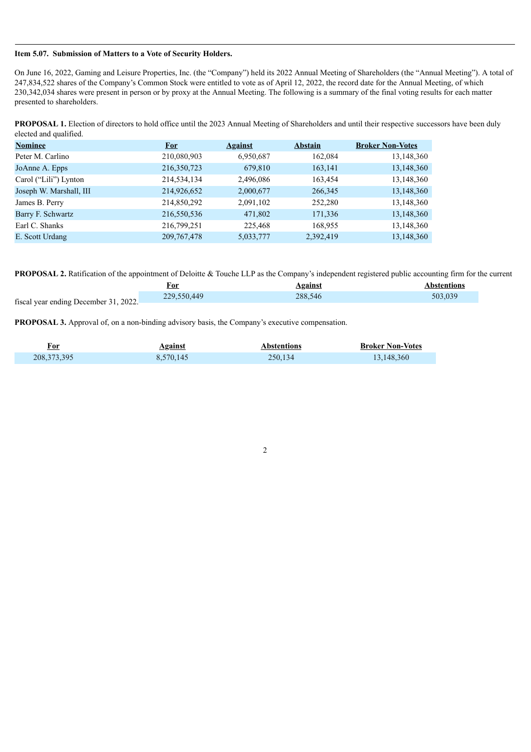**Item 5.07. Submission of Matters to a Vote of Security Holders.**

On June 16, 2022, Gaming and Leisure Properties, Inc. (the "Company") held its 2022 Annual Meeting of Shareholders (the "Annual Meeting"). A total of 247,834,522 shares of the Company's Common Stock were entitled to vote as of April 12, 2022, the record date for the Annual Meeting, of which 230,342,034 shares were present in person or by proxy at the Annual Meeting. The following is a summary of the final voting results for each matter presented to shareholders.

**PROPOSAL 1.** Election of directors to hold office until the 2023 Annual Meeting of Shareholders and until their respective successors have been duly elected and qualified.

| Nominee | For | Against | Abstain | Broker Non-Votes |
|---|---|---|---|---|
| Peter M. Carlino | 210,080,903 | 6,950,687 | 162,084 | 13,148,360 |
| JoAnne A. Epps | 216,350,723 | 679,810 | 163,141 | 13,148,360 |
| Carol ("Lili") Lynton | 214,534,134 | 2,496,086 | 163,454 | 13,148,360 |
| Joseph W. Marshall, III | 214,926,652 | 2,000,677 | 266,345 | 13,148,360 |
| James B. Perry | 214,850,292 | 2,091,102 | 252,280 | 13,148,360 |
| Barry F. Schwartz | 216,550,536 | 471,802 | 171,336 | 13,148,360 |
| Earl C. Shanks | 216,799,251 | 225,468 | 168,955 | 13,148,360 |
| E. Scott Urdang | 209,767,478 | 5,033,777 | 2,392,419 | 13,148,360 |

**PROPOSAL 2.** Ratification of the appointment of Deloitte & Touche LLP as the Company's independent registered public accounting firm for the current fiscal year ending December 31, 2022.

| For | Against | Abstentions |
|---|---|---|
| 229,550,449 | 288,546 | 503,039 |

**PROPOSAL 3.** Approval of, on a non-binding advisory basis, the Company's executive compensation.

| For | Against | Abstentions | Broker Non-Votes |
|---|---|---|---|
| 208,373,395 | 8,570,145 | 250,134 | 13,148,360 |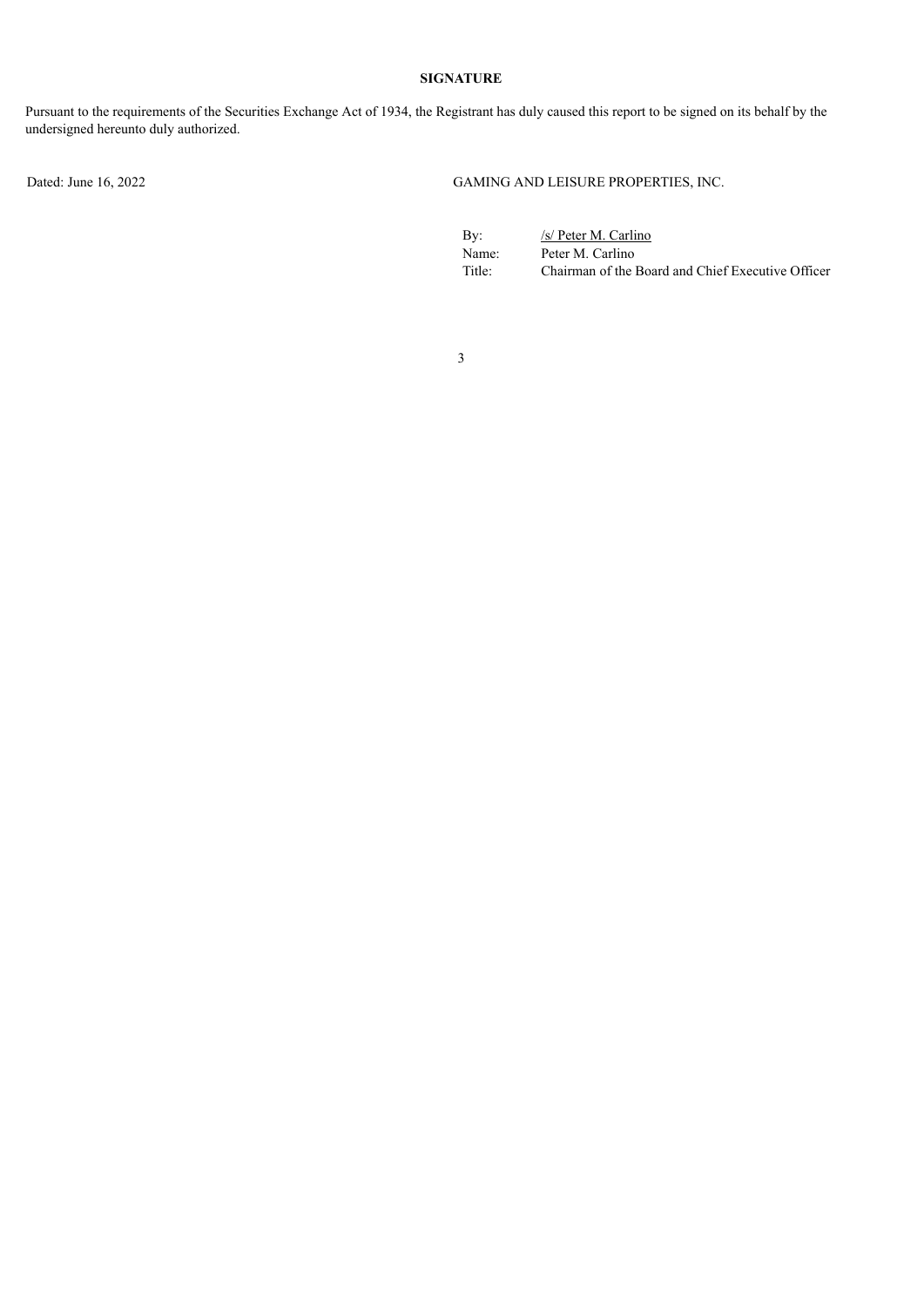**SIGNATURE**

Pursuant to the requirements of the Securities Exchange Act of 1934, the Registrant has duly caused this report to be signed on its behalf by the undersigned hereunto duly authorized.

Dated: June 16, 2022

GAMING AND LEISURE PROPERTIES, INC.

| | |
|---|---|
| By: | /s/ Peter M. Carlino |
| Name: | Peter M. Carlino |
| Title: | Chairman of the Board and Chief Executive Officer |